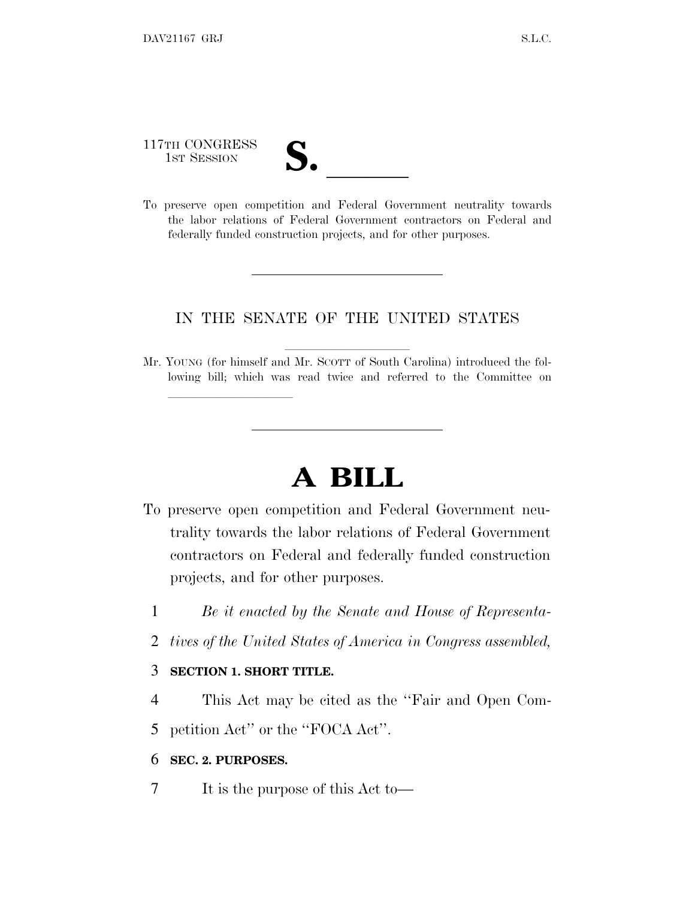117TH CONGRESS
1ST SESSION

# S. ______

To preserve open competition and Federal Government neutrality towards the labor relations of Federal Government contractors on Federal and federally funded construction projects, and for other purposes.

---

IN THE SENATE OF THE UNITED STATES

Mr. YOUNG (for himself and Mr. SCOTT of South Carolina) introduced the following bill; which was read twice and referred to the Committee on ______________

---

# A BILL

To preserve open competition and Federal Government neutrality towards the labor relations of Federal Government contractors on Federal and federally funded construction projects, and for other purposes.

1 *Be it enacted by the Senate and House of Representa-*
2 *tives of the United States of America in Congress assembled,*

3 **SECTION 1. SHORT TITLE.**

4 This Act may be cited as the ''Fair and Open Com-
5 petition Act'' or the ''FOCA Act''.

6 **SEC. 2. PURPOSES.**

7 It is the purpose of this Act to—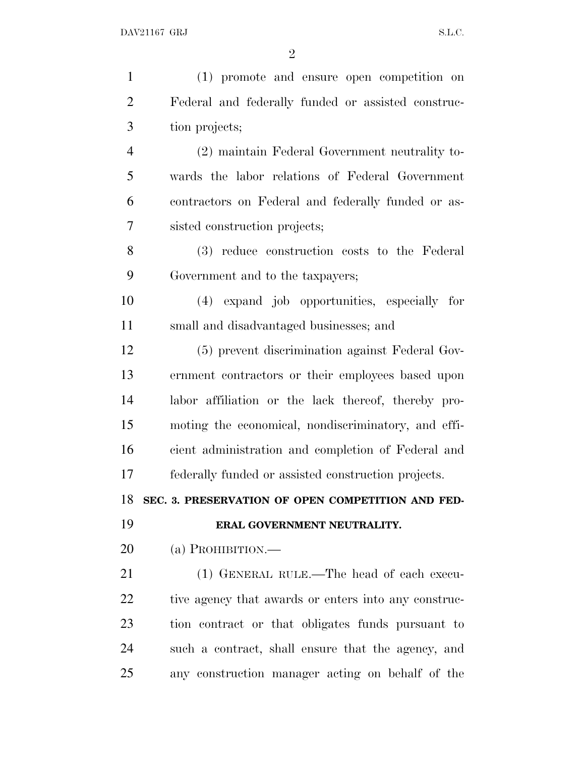(1) promote and ensure open competition on Federal and federally funded or assisted construction projects;

(2) maintain Federal Government neutrality towards the labor relations of Federal Government contractors on Federal and federally funded or assisted construction projects;

(3) reduce construction costs to the Federal Government and to the taxpayers;

(4) expand job opportunities, especially for small and disadvantaged businesses; and

(5) prevent discrimination against Federal Government contractors or their employees based upon labor affiliation or the lack thereof, thereby promoting the economical, nondiscriminatory, and efficient administration and completion of Federal and federally funded or assisted construction projects.

**SEC. 3. PRESERVATION OF OPEN COMPETITION AND FEDERAL GOVERNMENT NEUTRALITY.**

(a) PROHIBITION.—

(1) GENERAL RULE.—The head of each executive agency that awards or enters into any construction contract or that obligates funds pursuant to such a contract, shall ensure that the agency, and any construction manager acting on behalf of the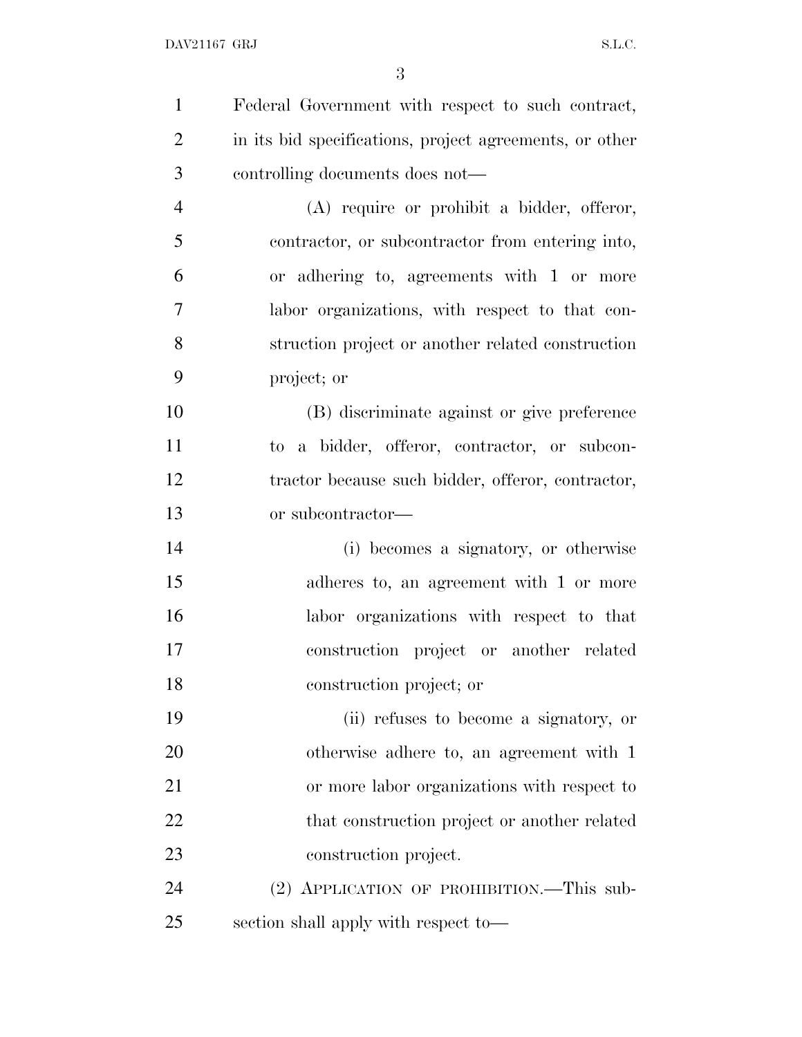Federal Government with respect to such contract, in its bid specifications, project agreements, or other controlling documents does not—

(A) require or prohibit a bidder, offeror, contractor, or subcontractor from entering into, or adhering to, agreements with 1 or more labor organizations, with respect to that construction project or another related construction project; or

(B) discriminate against or give preference to a bidder, offeror, contractor, or subcontractor because such bidder, offeror, contractor, or subcontractor—

(i) becomes a signatory, or otherwise adheres to, an agreement with 1 or more labor organizations with respect to that construction project or another related construction project; or

(ii) refuses to become a signatory, or otherwise adhere to, an agreement with 1 or more labor organizations with respect to that construction project or another related construction project.

(2) APPLICATION OF PROHIBITION.—This subsection shall apply with respect to—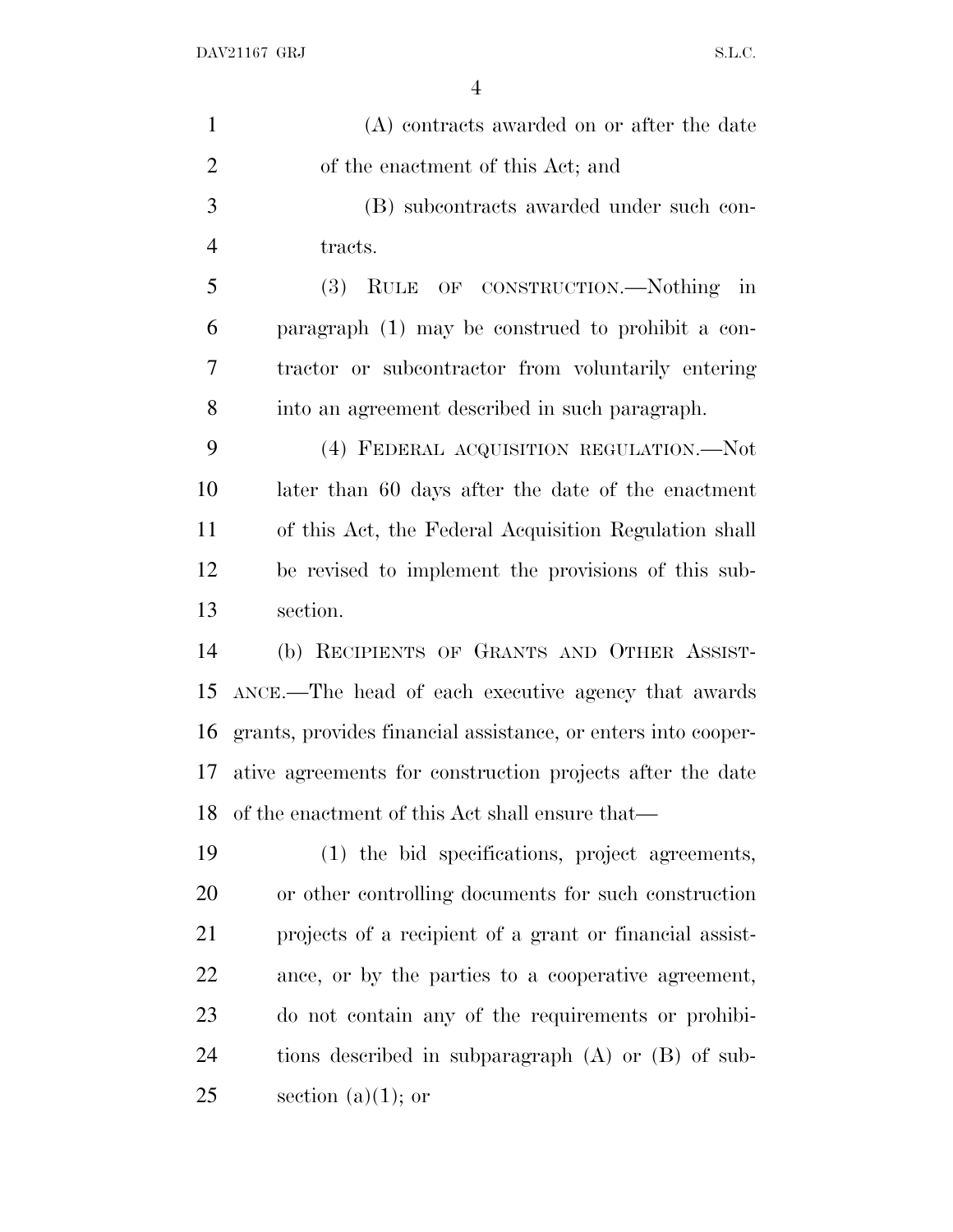(A) contracts awarded on or after the date of the enactment of this Act; and

(B) subcontracts awarded under such contracts.

(3) RULE OF CONSTRUCTION.—Nothing in paragraph (1) may be construed to prohibit a contractor or subcontractor from voluntarily entering into an agreement described in such paragraph.

(4) FEDERAL ACQUISITION REGULATION.—Not later than 60 days after the date of the enactment of this Act, the Federal Acquisition Regulation shall be revised to implement the provisions of this subsection.

(b) RECIPIENTS OF GRANTS AND OTHER ASSISTANCE.—The head of each executive agency that awards grants, provides financial assistance, or enters into cooperative agreements for construction projects after the date of the enactment of this Act shall ensure that—

(1) the bid specifications, project agreements, or other controlling documents for such construction projects of a recipient of a grant or financial assistance, or by the parties to a cooperative agreement, do not contain any of the requirements or prohibitions described in subparagraph (A) or (B) of subsection (a)(1); or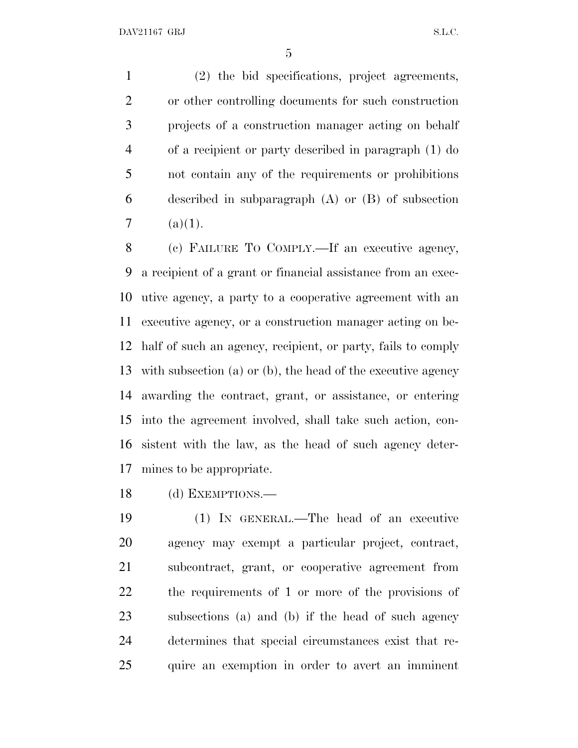(2) the bid specifications, project agreements, or other controlling documents for such construction projects of a construction manager acting on behalf of a recipient or party described in paragraph (1) do not contain any of the requirements or prohibitions described in subparagraph (A) or (B) of subsection (a)(1).

(c) FAILURE TO COMPLY.—If an executive agency, a recipient of a grant or financial assistance from an executive agency, a party to a cooperative agreement with an executive agency, or a construction manager acting on behalf of such an agency, recipient, or party, fails to comply with subsection (a) or (b), the head of the executive agency awarding the contract, grant, or assistance, or entering into the agreement involved, shall take such action, consistent with the law, as the head of such agency determines to be appropriate.

(d) EXEMPTIONS.—

(1) IN GENERAL.—The head of an executive agency may exempt a particular project, contract, subcontract, grant, or cooperative agreement from the requirements of 1 or more of the provisions of subsections (a) and (b) if the head of such agency determines that special circumstances exist that require an exemption in order to avert an imminent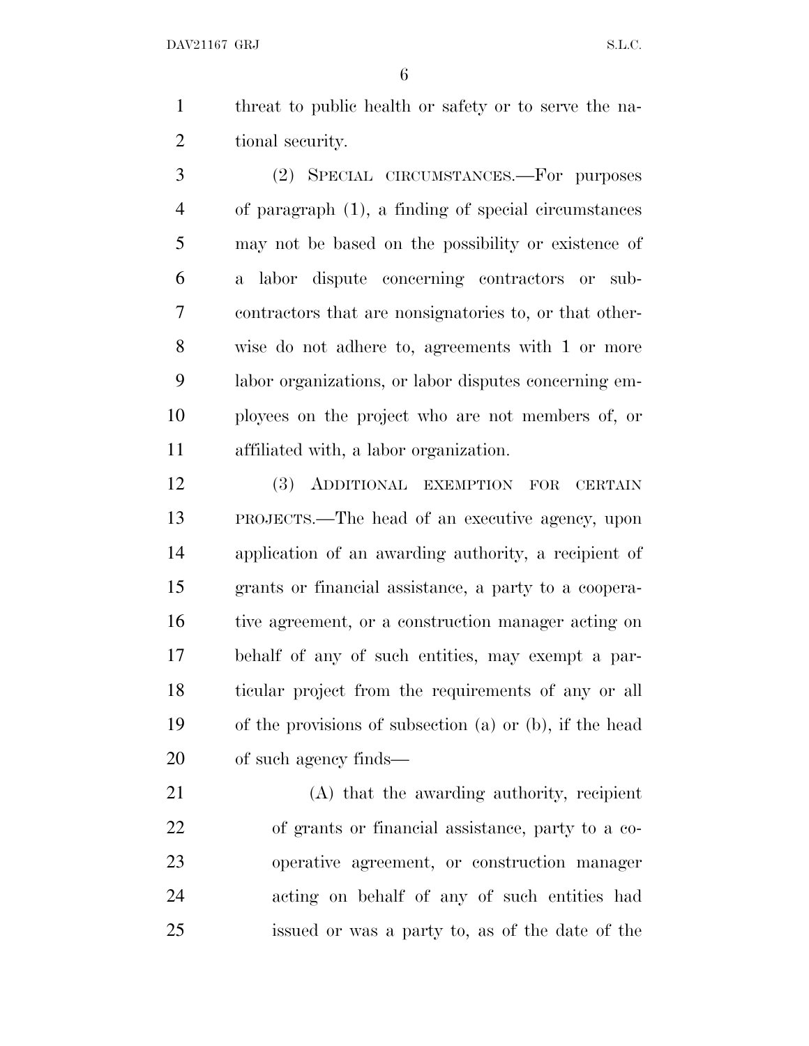threat to public health or safety or to serve the national security.

(2) SPECIAL CIRCUMSTANCES.—For purposes of paragraph (1), a finding of special circumstances may not be based on the possibility or existence of a labor dispute concerning contractors or subcontractors that are nonsignatories to, or that otherwise do not adhere to, agreements with 1 or more labor organizations, or labor disputes concerning employees on the project who are not members of, or affiliated with, a labor organization.

(3) ADDITIONAL EXEMPTION FOR CERTAIN PROJECTS.—The head of an executive agency, upon application of an awarding authority, a recipient of grants or financial assistance, a party to a cooperative agreement, or a construction manager acting on behalf of any of such entities, may exempt a particular project from the requirements of any or all of the provisions of subsection (a) or (b), if the head of such agency finds—

(A) that the awarding authority, recipient of grants or financial assistance, party to a cooperative agreement, or construction manager acting on behalf of any of such entities had issued or was a party to, as of the date of the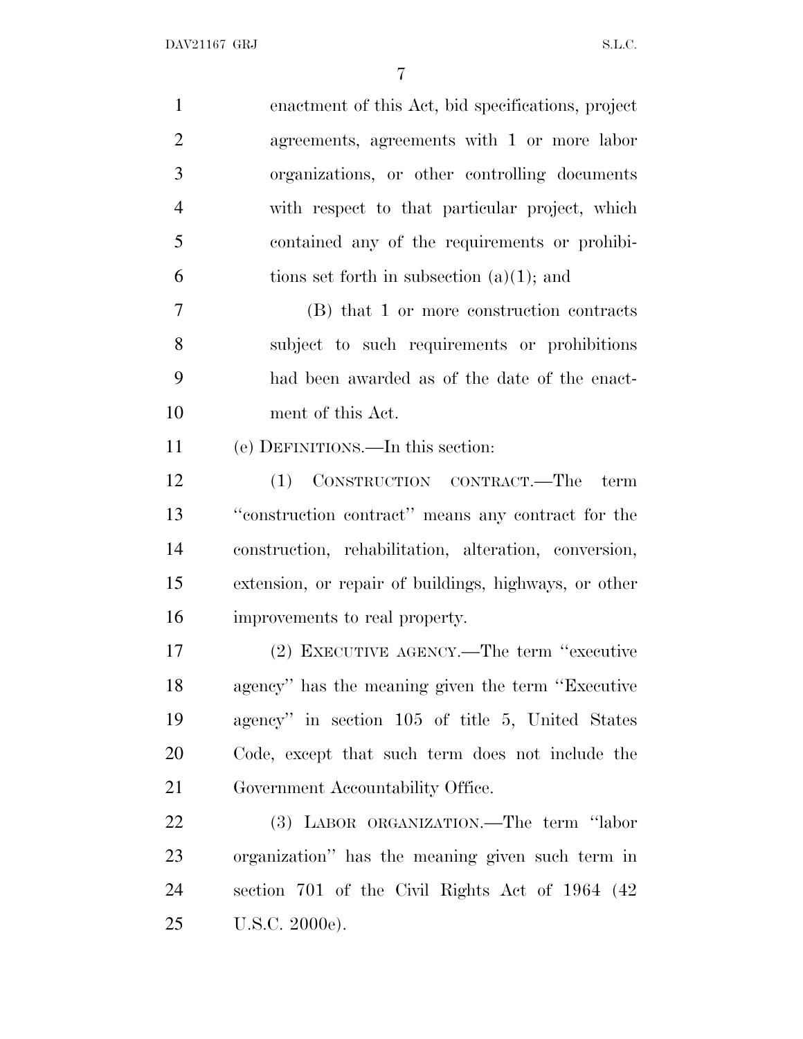enactment of this Act, bid specifications, project agreements, agreements with 1 or more labor organizations, or other controlling documents with respect to that particular project, which contained any of the requirements or prohibitions set forth in subsection (a)(1); and

(B) that 1 or more construction contracts subject to such requirements or prohibitions had been awarded as of the date of the enactment of this Act.

(e) DEFINITIONS.—In this section:

(1) CONSTRUCTION CONTRACT.—The term ''construction contract'' means any contract for the construction, rehabilitation, alteration, conversion, extension, or repair of buildings, highways, or other improvements to real property.

(2) EXECUTIVE AGENCY.—The term ''executive agency'' has the meaning given the term ''Executive agency'' in section 105 of title 5, United States Code, except that such term does not include the Government Accountability Office.

(3) LABOR ORGANIZATION.—The term ''labor organization'' has the meaning given such term in section 701 of the Civil Rights Act of 1964 (42 U.S.C. 2000e).